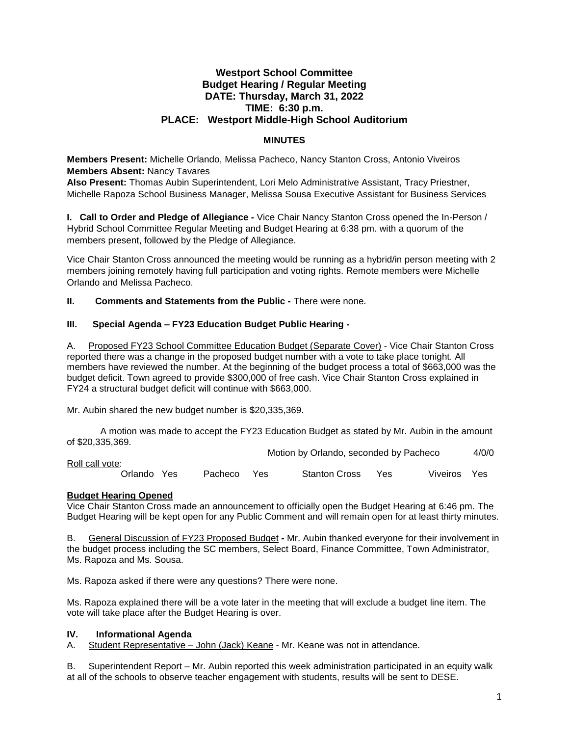# Westport School Committee
## Budget Hearing / Regular Meeting
### DATE: Thursday, March 31, 2022
### TIME: 6:30 p.m.
### PLACE: Westport Middle-High School Auditorium

**MINUTES**

**Members Present:** Michelle Orlando, Melissa Pacheco, Nancy Stanton Cross, Antonio Viveiros
**Members Absent:** Nancy Tavares
**Also Present:** Thomas Aubin Superintendent, Lori Melo Administrative Assistant, Tracy Priestner, Michelle Rapoza School Business Manager, Melissa Sousa Executive Assistant for Business Services

**I. Call to Order and Pledge of Allegiance -** Vice Chair Nancy Stanton Cross opened the In-Person / Hybrid School Committee Regular Meeting and Budget Hearing at 6:38 pm. with a quorum of the members present, followed by the Pledge of Allegiance.

Vice Chair Stanton Cross announced the meeting would be running as a hybrid/in person meeting with 2 members joining remotely having full participation and voting rights. Remote members were Michelle Orlando and Melissa Pacheco.

**II. Comments and Statements from the Public -** There were none.

**III. Special Agenda – FY23 Education Budget Public Hearing -**

A. Proposed FY23 School Committee Education Budget (Separate Cover) - Vice Chair Stanton Cross reported there was a change in the proposed budget number with a vote to take place tonight. All members have reviewed the number. At the beginning of the budget process a total of $663,000 was the budget deficit. Town agreed to provide $300,000 of free cash. Vice Chair Stanton Cross explained in FY24 a structural budget deficit will continue with $663,000.

Mr. Aubin shared the new budget number is $20,335,369.

A motion was made to accept the FY23 Education Budget as stated by Mr. Aubin in the amount of $20,335,369.

Motion by Orlando, seconded by Pacheco 4/0/0

Roll call vote:

Orlando Yes Pacheco Yes Stanton Cross Yes Viveiros Yes

**Budget Hearing Opened**

Vice Chair Stanton Cross made an announcement to officially open the Budget Hearing at 6:46 pm. The Budget Hearing will be kept open for any Public Comment and will remain open for at least thirty minutes.

B. General Discussion of FY23 Proposed Budget **-** Mr. Aubin thanked everyone for their involvement in the budget process including the SC members, Select Board, Finance Committee, Town Administrator, Ms. Rapoza and Ms. Sousa.

Ms. Rapoza asked if there were any questions? There were none.

Ms. Rapoza explained there will be a vote later in the meeting that will exclude a budget line item. The vote will take place after the Budget Hearing is over.

**IV. Informational Agenda**

A. Student Representative – John (Jack) Keane - Mr. Keane was not in attendance.

B. Superintendent Report – Mr. Aubin reported this week administration participated in an equity walk at all of the schools to observe teacher engagement with students, results will be sent to DESE.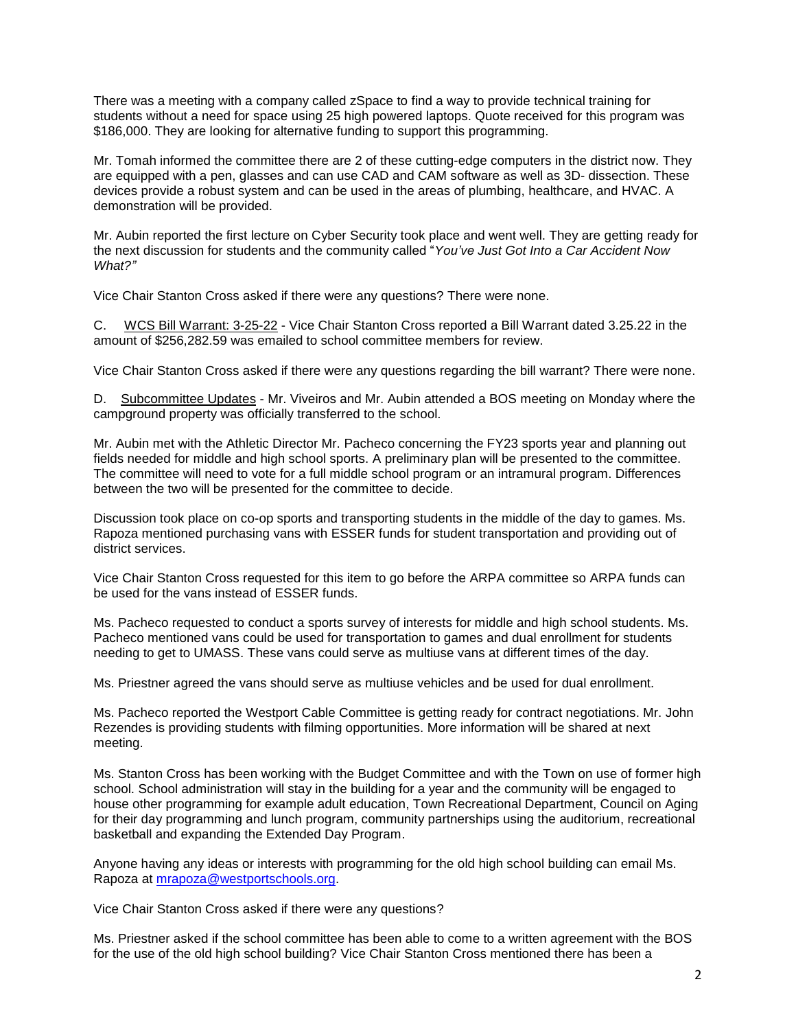There was a meeting with a company called zSpace to find a way to provide technical training for students without a need for space using 25 high powered laptops. Quote received for this program was $186,000. They are looking for alternative funding to support this programming.

Mr. Tomah informed the committee there are 2 of these cutting-edge computers in the district now. They are equipped with a pen, glasses and can use CAD and CAM software as well as 3D- dissection. These devices provide a robust system and can be used in the areas of plumbing, healthcare, and HVAC. A demonstration will be provided.

Mr. Aubin reported the first lecture on Cyber Security took place and went well. They are getting ready for the next discussion for students and the community called "*You've Just Got Into a Car Accident Now What?"*

Vice Chair Stanton Cross asked if there were any questions? There were none.

C. <u>WCS Bill Warrant: 3-25-22</u> - Vice Chair Stanton Cross reported a Bill Warrant dated 3.25.22 in the amount of $256,282.59 was emailed to school committee members for review.

Vice Chair Stanton Cross asked if there were any questions regarding the bill warrant? There were none.

D. <u>Subcommittee Updates</u> - Mr. Viveiros and Mr. Aubin attended a BOS meeting on Monday where the campground property was officially transferred to the school.

Mr. Aubin met with the Athletic Director Mr. Pacheco concerning the FY23 sports year and planning out fields needed for middle and high school sports. A preliminary plan will be presented to the committee. The committee will need to vote for a full middle school program or an intramural program. Differences between the two will be presented for the committee to decide.

Discussion took place on co-op sports and transporting students in the middle of the day to games. Ms. Rapoza mentioned purchasing vans with ESSER funds for student transportation and providing out of district services.

Vice Chair Stanton Cross requested for this item to go before the ARPA committee so ARPA funds can be used for the vans instead of ESSER funds.

Ms. Pacheco requested to conduct a sports survey of interests for middle and high school students. Ms. Pacheco mentioned vans could be used for transportation to games and dual enrollment for students needing to get to UMASS. These vans could serve as multiuse vans at different times of the day.

Ms. Priestner agreed the vans should serve as multiuse vehicles and be used for dual enrollment.

Ms. Pacheco reported the Westport Cable Committee is getting ready for contract negotiations. Mr. John Rezendes is providing students with filming opportunities. More information will be shared at next meeting.

Ms. Stanton Cross has been working with the Budget Committee and with the Town on use of former high school. School administration will stay in the building for a year and the community will be engaged to house other programming for example adult education, Town Recreational Department, Council on Aging for their day programming and lunch program, community partnerships using the auditorium, recreational basketball and expanding the Extended Day Program.

Anyone having any ideas or interests with programming for the old high school building can email Ms. Rapoza at mrapoza@westportschools.org.

Vice Chair Stanton Cross asked if there were any questions?

Ms. Priestner asked if the school committee has been able to come to a written agreement with the BOS for the use of the old high school building? Vice Chair Stanton Cross mentioned there has been a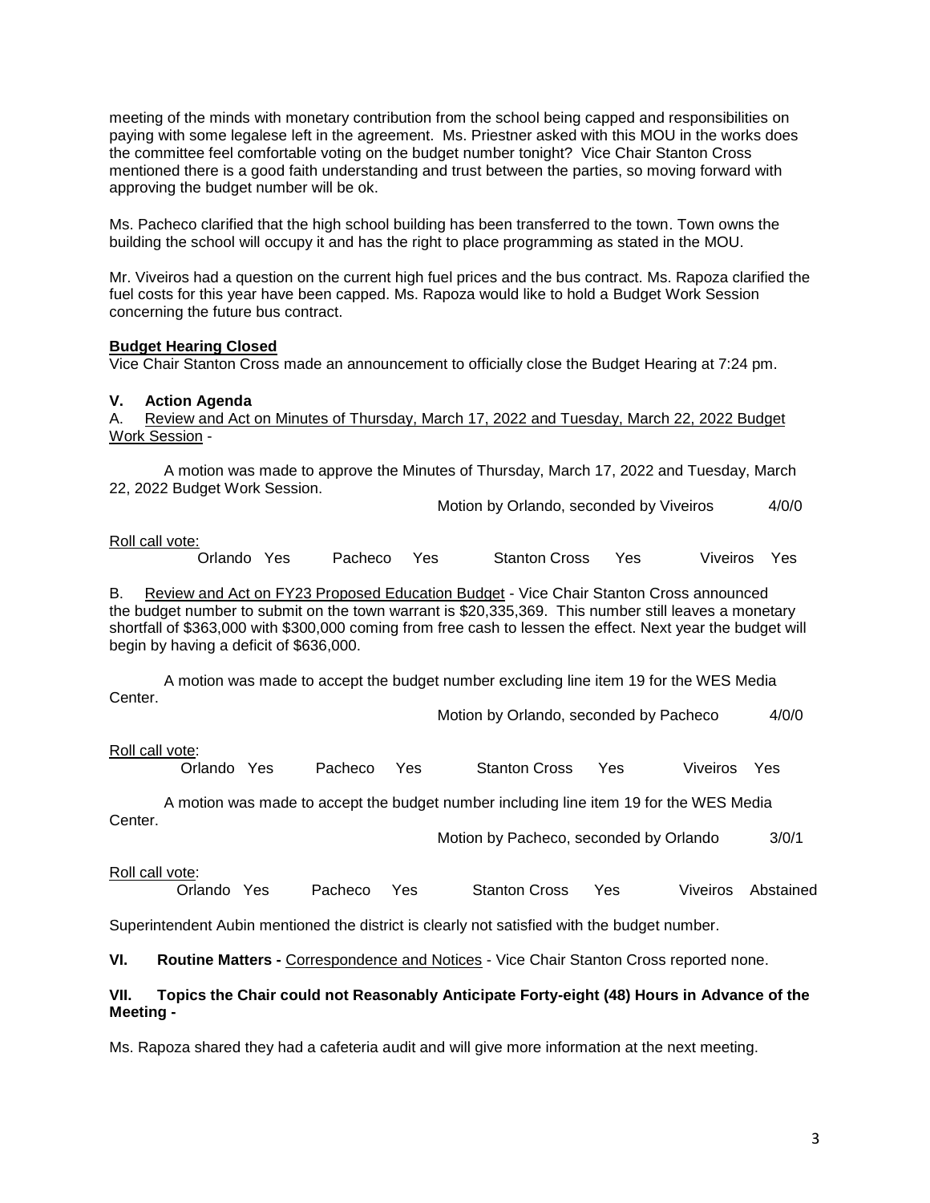meeting of the minds with monetary contribution from the school being capped and responsibilities on paying with some legalese left in the agreement. Ms. Priestner asked with this MOU in the works does the committee feel comfortable voting on the budget number tonight? Vice Chair Stanton Cross mentioned there is a good faith understanding and trust between the parties, so moving forward with approving the budget number will be ok.

Ms. Pacheco clarified that the high school building has been transferred to the town. Town owns the building the school will occupy it and has the right to place programming as stated in the MOU.

Mr. Viveiros had a question on the current high fuel prices and the bus contract. Ms. Rapoza clarified the fuel costs for this year have been capped. Ms. Rapoza would like to hold a Budget Work Session concerning the future bus contract.

**Budget Hearing Closed**

Vice Chair Stanton Cross made an announcement to officially close the Budget Hearing at 7:24 pm.

**V. Action Agenda**

A. Review and Act on Minutes of Thursday, March 17, 2022 and Tuesday, March 22, 2022 Budget Work Session -

A motion was made to approve the Minutes of Thursday, March 17, 2022 and Tuesday, March 22, 2022 Budget Work Session.

Motion by Orlando, seconded by Viveiros 4/0/0

Roll call vote:

Orlando Yes Pacheco Yes Stanton Cross Yes Viveiros Yes

B. Review and Act on FY23 Proposed Education Budget - Vice Chair Stanton Cross announced the budget number to submit on the town warrant is $20,335,369. This number still leaves a monetary shortfall of $363,000 with $300,000 coming from free cash to lessen the effect. Next year the budget will begin by having a deficit of $636,000.

A motion was made to accept the budget number excluding line item 19 for the WES Media Center.

Motion by Orlando, seconded by Pacheco 4/0/0

Roll call vote:

Orlando Yes Pacheco Yes Stanton Cross Yes Viveiros Yes

A motion was made to accept the budget number including line item 19 for the WES Media Center.

Motion by Pacheco, seconded by Orlando 3/0/1

Roll call vote:

Orlando Yes Pacheco Yes Stanton Cross Yes Viveiros Abstained

Superintendent Aubin mentioned the district is clearly not satisfied with the budget number.

**VI. Routine Matters -** Correspondence and Notices - Vice Chair Stanton Cross reported none.

**VII. Topics the Chair could not Reasonably Anticipate Forty-eight (48) Hours in Advance of the Meeting -**

Ms. Rapoza shared they had a cafeteria audit and will give more information at the next meeting.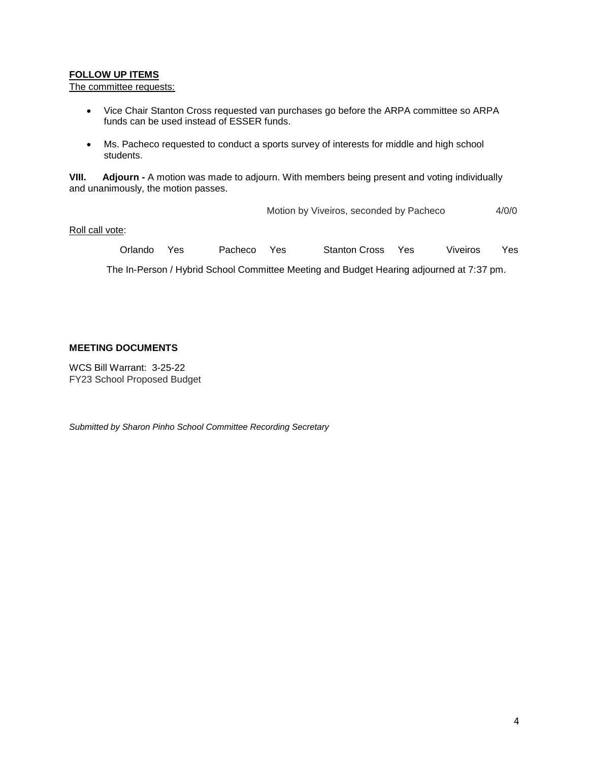**FOLLOW UP ITEMS**

The committee requests:

- Vice Chair Stanton Cross requested van purchases go before the ARPA committee so ARPA funds can be used instead of ESSER funds.
- Ms. Pacheco requested to conduct a sports survey of interests for middle and high school students.

**VIII. Adjourn -** A motion was made to adjourn. With members being present and voting individually and unanimously, the motion passes.

Motion by Viveiros, seconded by Pacheco 4/0/0

Roll call vote:

| | | | | | | | |
|---|---|---|---|---|---|---|---|
| Orlando | Yes | Pacheco | Yes | Stanton Cross | Yes | Viveiros | Yes |

The In-Person / Hybrid School Committee Meeting and Budget Hearing adjourned at 7:37 pm.

**MEETING DOCUMENTS**

WCS Bill Warrant: 3-25-22
FY23 School Proposed Budget

*Submitted by Sharon Pinho School Committee Recording Secretary*